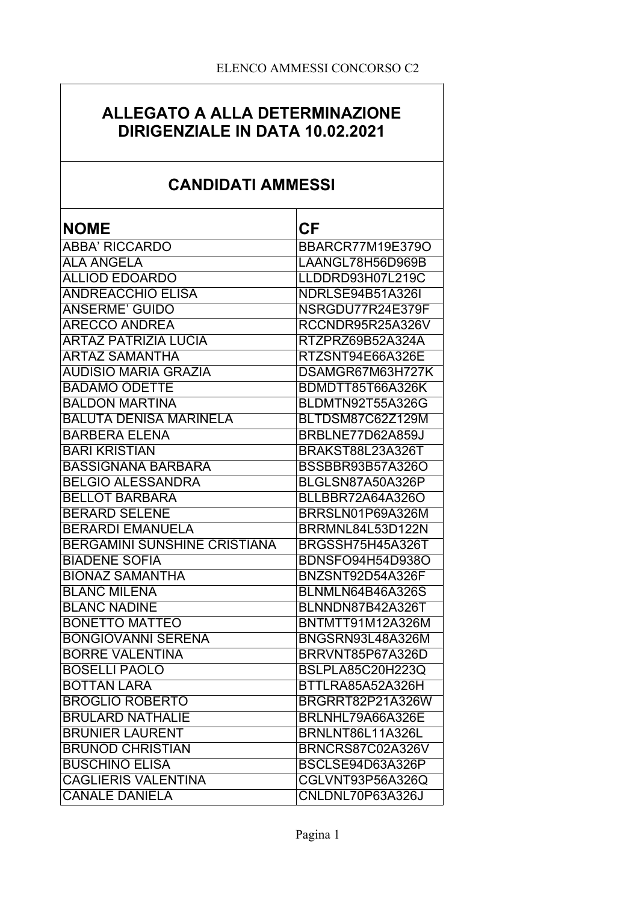ELENCO AMMESSI CONCORSO C2

## ALLEGATO A ALLA DETERMINAZIONE DIRIGENZIALE IN DATA 10.02.2021

## CANDIDATI AMMESSI

| NOME | CF |
|---|---|
| ABBA' RICCARDO | BBARCR77M19E379O |
| ALA ANGELA | LAANGL78H56D969B |
| ALLIOD EDOARDO | LLDDRD93H07L219C |
| ANDREACCHIO ELISA | NDRLSE94B51A326I |
| ANSERME' GUIDO | NSRGDU77R24E379F |
| ARECCO ANDREA | RCCNDR95R25A326V |
| ARTAZ PATRIZIA LUCIA | RTZPRZ69B52A324A |
| ARTAZ SAMANTHA | RTZSNT94E66A326E |
| AUDISIO MARIA GRAZIA | DSAMGR67M63H727K |
| BADAMO ODETTE | BDMDTT85T66A326K |
| BALDON MARTINA | BLDMTN92T55A326G |
| BALUTA DENISA MARINELA | BLTDSM87C62Z129M |
| BARBERA ELENA | BRBLNE77D62A859J |
| BARI KRISTIAN | BRAKST88L23A326T |
| BASSIGNANA BARBARA | BSSBBR93B57A326O |
| BELGIO ALESSANDRA | BLGLSN87A50A326P |
| BELLOT BARBARA | BLLBBR72A64A326O |
| BERARD SELENE | BRRSLN01P69A326M |
| BERARDI EMANUELA | BRRMNL84L53D122N |
| BERGAMINI SUNSHINE CRISTIANA | BRGSSH75H45A326T |
| BIADENE SOFIA | BDNSFO94H54D938O |
| BIONAZ SAMANTHA | BNZSNT92D54A326F |
| BLANC MILENA | BLNMLN64B46A326S |
| BLANC NADINE | BLNNDN87B42A326T |
| BONETTO MATTEO | BNTMTT91M12A326M |
| BONGIOVANNI SERENA | BNGSRN93L48A326M |
| BORRE VALENTINA | BRRVNT85P67A326D |
| BOSELLI PAOLO | BSLPLA85C20H223Q |
| BOTTAN LARA | BTTLRA85A52A326H |
| BROGLIO ROBERTO | BRGRRT82P21A326W |
| BRULARD NATHALIE | BRLNHL79A66A326E |
| BRUNIER LAURENT | BRNLNT86L11A326L |
| BRUNOD CHRISTIAN | BRNCRS87C02A326V |
| BUSCHINO ELISA | BSCLSE94D63A326P |
| CAGLIERIS VALENTINA | CGLVNT93P56A326Q |
| CANALE DANIELA | CNLDNL70P63A326J |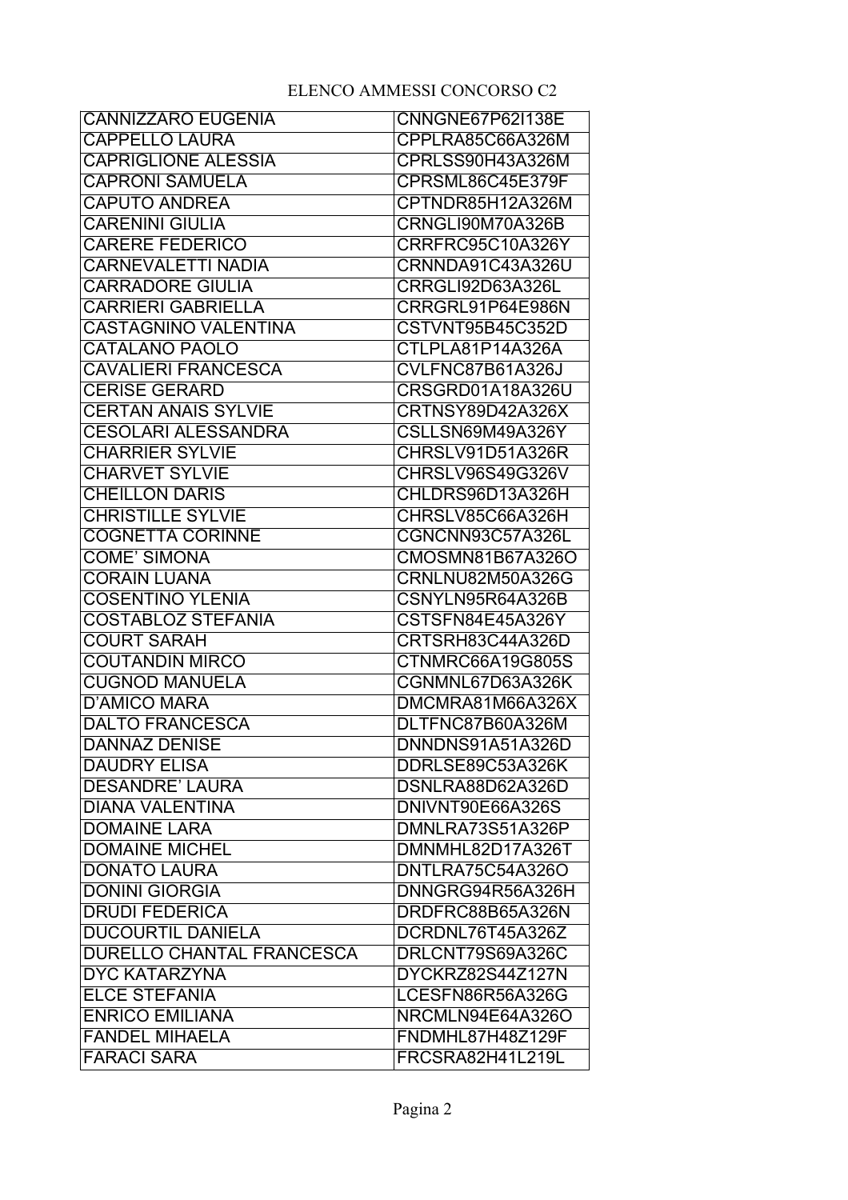ELENCO AMMESSI CONCORSO C2

| | |
|---|---|
| CANNIZZARO EUGENIA | CNNGNE67P62I138E |
| CAPPELLO LAURA | CPPLRA85C66A326M |
| CAPRIGLIONE ALESSIA | CPRLSS90H43A326M |
| CAPRONI SAMUELA | CPRSML86C45E379F |
| CAPUTO ANDREA | CPTNDR85H12A326M |
| CARENINI GIULIA | CRNGLI90M70A326B |
| CARERE FEDERICO | CRRFRC95C10A326Y |
| CARNEVALETTI NADIA | CRNNDA91C43A326U |
| CARRADORE GIULIA | CRRGLI92D63A326L |
| CARRIERI GABRIELLA | CRRGRL91P64E986N |
| CASTAGNINO VALENTINA | CSTVNT95B45C352D |
| CATALANO PAOLO | CTLPLA81P14A326A |
| CAVALIERI FRANCESCA | CVLFNC87B61A326J |
| CERISE GERARD | CRSGRD01A18A326U |
| CERTAN ANAIS SYLVIE | CRTNSY89D42A326X |
| CESOLARI ALESSANDRA | CSLLSN69M49A326Y |
| CHARRIER SYLVIE | CHRSLV91D51A326R |
| CHARVET SYLVIE | CHRSLV96S49G326V |
| CHEILLON DARIS | CHLDRS96D13A326H |
| CHRISTILLE SYLVIE | CHRSLV85C66A326H |
| COGNETTA CORINNE | CGNCNN93C57A326L |
| COME' SIMONA | CMOSMN81B67A326O |
| CORAIN LUANA | CRNLNU82M50A326G |
| COSENTINO YLENIA | CSNYLN95R64A326B |
| COSTABLOZ STEFANIA | CSTSFN84E45A326Y |
| COURT SARAH | CRTSRH83C44A326D |
| COUTANDIN MIRCO | CTNMRC66A19G805S |
| CUGNOD MANUELA | CGNMNL67D63A326K |
| D'AMICO MARA | DMCMRA81M66A326X |
| DALTO FRANCESCA | DLTFNC87B60A326M |
| DANNAZ DENISE | DNNDNS91A51A326D |
| DAUDRY ELISA | DDRLSE89C53A326K |
| DESANDRE' LAURA | DSNLRA88D62A326D |
| DIANA VALENTINA | DNIVNT90E66A326S |
| DOMAINE LARA | DMNLRA73S51A326P |
| DOMAINE MICHEL | DMNMHL82D17A326T |
| DONATO LAURA | DNTLRA75C54A326O |
| DONINI GIORGIA | DNNGRG94R56A326H |
| DRUDI FEDERICA | DRDFRC88B65A326N |
| DUCOURTIL DANIELA | DCRDNL76T45A326Z |
| DURELLO CHANTAL FRANCESCA | DRLCNT79S69A326C |
| DYC KATARZYNA | DYCKRZ82S44Z127N |
| ELCE STEFANIA | LCESFN86R56A326G |
| ENRICO EMILIANA | NRCMLN94E64A326O |
| FANDEL MIHAELA | FNDMHL87H48Z129F |
| FARACI SARA | FRCSRA82H41L219L |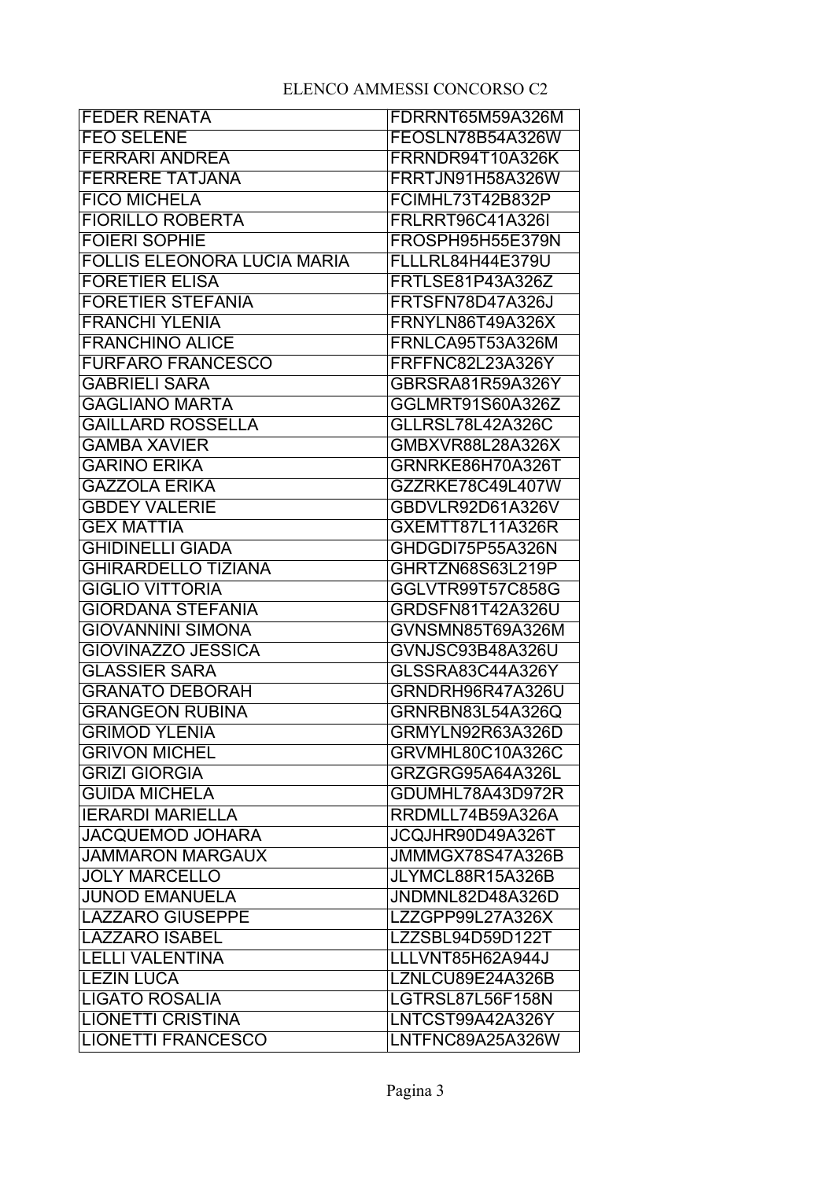ELENCO AMMESSI CONCORSO C2

| | |
|---|---|
| FEDER RENATA | FDRRNT65M59A326M |
| FEO SELENE | FEOSLN78B54A326W |
| FERRARI ANDREA | FRRNDR94T10A326K |
| FERRERE TATJANA | FRRTJN91H58A326W |
| FICO MICHELA | FCIMHL73T42B832P |
| FIORILLO ROBERTA | FRLRRT96C41A326I |
| FOIERI SOPHIE | FROSPH95H55E379N |
| FOLLIS ELEONORA LUCIA MARIA | FLLLRL84H44E379U |
| FORETIER ELISA | FRTLSE81P43A326Z |
| FORETIER STEFANIA | FRTSFN78D47A326J |
| FRANCHI YLENIA | FRNYLN86T49A326X |
| FRANCHINO ALICE | FRNLCA95T53A326M |
| FURFARO FRANCESCO | FRFFNC82L23A326Y |
| GABRIELI SARA | GBRSRA81R59A326Y |
| GAGLIANO MARTA | GGLMRT91S60A326Z |
| GAILLARD ROSSELLA | GLLRSL78L42A326C |
| GAMBA XAVIER | GMBXVR88L28A326X |
| GARINO ERIKA | GRNRKE86H70A326T |
| GAZZOLA ERIKA | GZZRKE78C49L407W |
| GBDEY VALERIE | GBDVLR92D61A326V |
| GEX MATTIA | GXEMTT87L11A326R |
| GHIDINELLI GIADA | GHDGDI75P55A326N |
| GHIRARDELLO TIZIANA | GHRTZN68S63L219P |
| GIGLIO VITTORIA | GGLVTR99T57C858G |
| GIORDANA STEFANIA | GRDSFN81T42A326U |
| GIOVANNINI SIMONA | GVNSMN85T69A326M |
| GIOVINAZZO JESSICA | GVNJSC93B48A326U |
| GLASSIER SARA | GLSSRA83C44A326Y |
| GRANATO DEBORAH | GRNDRH96R47A326U |
| GRANGEON RUBINA | GRNRBN83L54A326Q |
| GRIMOD YLENIA | GRMYLN92R63A326D |
| GRIVON MICHEL | GRVMHL80C10A326C |
| GRIZI GIORGIA | GRZGRG95A64A326L |
| GUIDA MICHELA | GDUMHL78A43D972R |
| IERARDI MARIELLA | RRDMLL74B59A326A |
| JACQUEMOD JOHARA | JCQJHR90D49A326T |
| JAMMARON MARGAUX | JMMMGX78S47A326B |
| JOLY MARCELLO | JLYMCL88R15A326B |
| JUNOD EMANUELA | JNDMNL82D48A326D |
| LAZZARO GIUSEPPE | LZZGPP99L27A326X |
| LAZZARO ISABEL | LZZSBL94D59D122T |
| LELLI VALENTINA | LLLVNT85H62A944J |
| LEZIN LUCA | LZNLCU89E24A326B |
| LIGATO ROSALIA | LGTRSL87L56F158N |
| LIONETTI CRISTINA | LNTCST99A42A326Y |
| LIONETTI FRANCESCO | LNTFNC89A25A326W |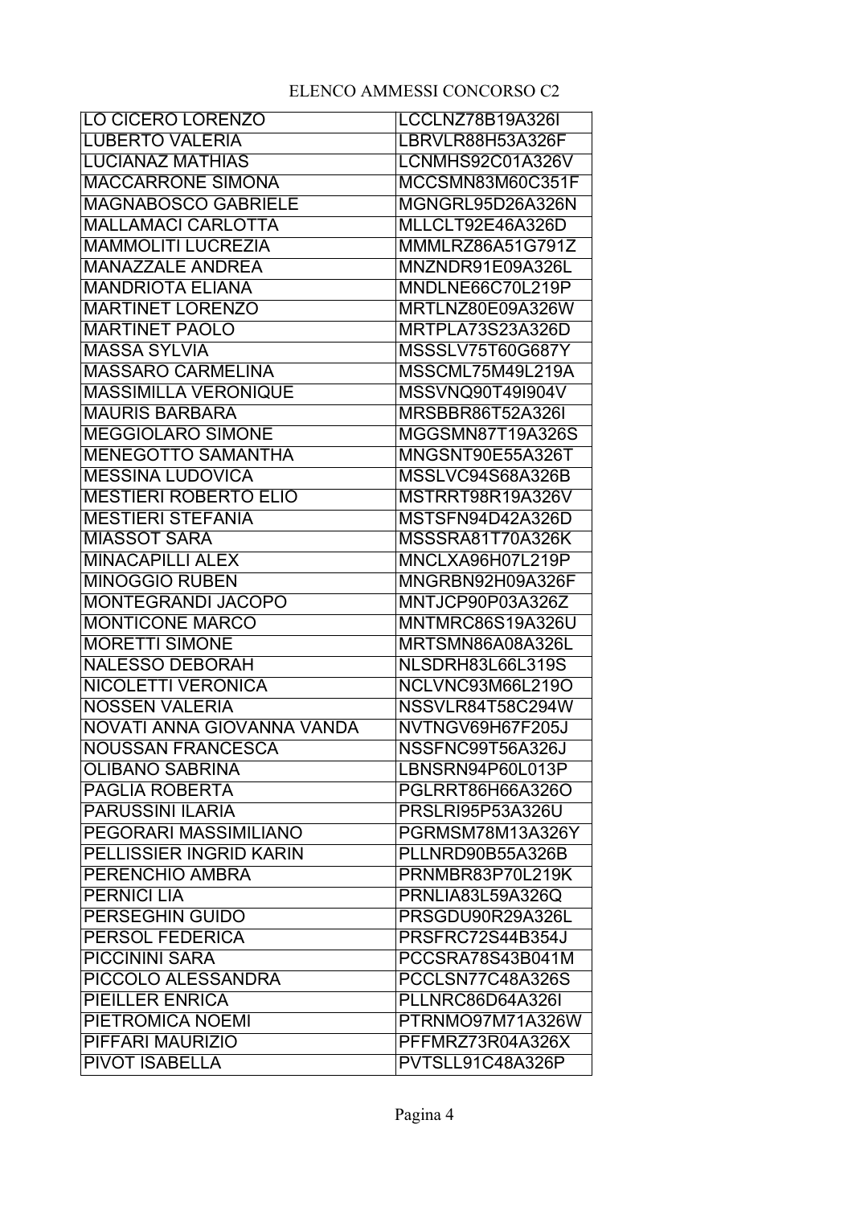ELENCO AMMESSI CONCORSO C2

| | |
|---|---|
| LO CICERO LORENZO | LCCLNZ78B19A326I |
| LUBERTO VALERIA | LBRVLR88H53A326F |
| LUCIANAZ MATHIAS | LCNMHS92C01A326V |
| MACCARRONE SIMONA | MCCSMN83M60C351F |
| MAGNABOSCO GABRIELE | MGNGRL95D26A326N |
| MALLAMACI CARLOTTA | MLLCLT92E46A326D |
| MAMMOLITI LUCREZIA | MMMLRZ86A51G791Z |
| MANAZZALE ANDREA | MNZNDR91E09A326L |
| MANDRIOTA ELIANA | MNDLNE66C70L219P |
| MARTINET LORENZO | MRTLNZ80E09A326W |
| MARTINET PAOLO | MRTPLA73S23A326D |
| MASSA SYLVIA | MSSSLV75T60G687Y |
| MASSARO CARMELINA | MSSCML75M49L219A |
| MASSIMILLA VERONIQUE | MSSVNQ90T49I904V |
| MAURIS BARBARA | MRSBBR86T52A326I |
| MEGGIOLARO SIMONE | MGGSMN87T19A326S |
| MENEGOTTO SAMANTHA | MNGSNT90E55A326T |
| MESSINA LUDOVICA | MSSLVC94S68A326B |
| MESTIERI ROBERTO ELIO | MSTRRT98R19A326V |
| MESTIERI STEFANIA | MSTSFN94D42A326D |
| MIASSOT SARA | MSSSRA81T70A326K |
| MINACAPILLI ALEX | MNCLXA96H07L219P |
| MINOGGIO RUBEN | MNGRBN92H09A326F |
| MONTEGRANDI JACOPO | MNTJCP90P03A326Z |
| MONTICONE MARCO | MNTMRC86S19A326U |
| MORETTI SIMONE | MRTSMN86A08A326L |
| NALESSO DEBORAH | NLSDRH83L66L319S |
| NICOLETTI VERONICA | NCLVNC93M66L219O |
| NOSSEN VALERIA | NSSVLR84T58C294W |
| NOVATI ANNA GIOVANNA VANDA | NVTNGV69H67F205J |
| NOUSSAN FRANCESCA | NSSFNC99T56A326J |
| OLIBANO SABRINA | LBNSRN94P60L013P |
| PAGLIA ROBERTA | PGLRRT86H66A326O |
| PARUSSINI ILARIA | PRSLRI95P53A326U |
| PEGORARI MASSIMILIANO | PGRMSM78M13A326Y |
| PELLISSIER INGRID KARIN | PLLNRD90B55A326B |
| PERENCHIO AMBRA | PRNMBR83P70L219K |
| PERNICI LIA | PRNLIA83L59A326Q |
| PERSEGHIN GUIDO | PRSGDU90R29A326L |
| PERSOL FEDERICA | PRSFRC72S44B354J |
| PICCININI SARA | PCCSRA78S43B041M |
| PICCOLO ALESSANDRA | PCCLSN77C48A326S |
| PIEILLER ENRICA | PLLNRC86D64A326I |
| PIETROMICA NOEMI | PTRNMO97M71A326W |
| PIFFARI MAURIZIO | PFFMRZ73R04A326X |
| PIVOT ISABELLA | PVTSLL91C48A326P |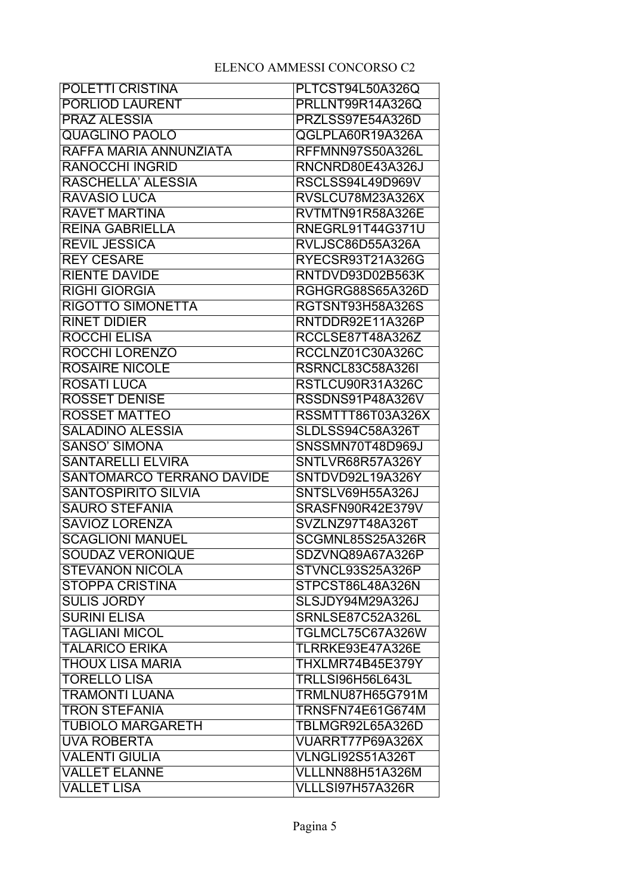ELENCO AMMESSI CONCORSO C2

| | |
|---|---|
| POLETTI CRISTINA | PLTCST94L50A326Q |
| PORLIOD LAURENT | PRLLNT99R14A326Q |
| PRAZ ALESSIA | PRZLSS97E54A326D |
| QUAGLINO PAOLO | QGLPLA60R19A326A |
| RAFFA MARIA ANNUNZIATA | RFFMNN97S50A326L |
| RANOCCHI INGRID | RNCNRD80E43A326J |
| RASCHELLA' ALESSIA | RSCLSS94L49D969V |
| RAVASIO LUCA | RVSLCU78M23A326X |
| RAVET MARTINA | RVTMTN91R58A326E |
| REINA GABRIELLA | RNEGRL91T44G371U |
| REVIL JESSICA | RVLJSC86D55A326A |
| REY CESARE | RYECSR93T21A326G |
| RIENTE DAVIDE | RNTDVD93D02B563K |
| RIGHI GIORGIA | RGHGRG88S65A326D |
| RIGOTTO SIMONETTA | RGTSNT93H58A326S |
| RINET DIDIER | RNTDDR92E11A326P |
| ROCCHI ELISA | RCCLSE87T48A326Z |
| ROCCHI LORENZO | RCCLNZ01C30A326C |
| ROSAIRE NICOLE | RSRNCL83C58A326I |
| ROSATI LUCA | RSTLCU90R31A326C |
| ROSSET DENISE | RSSDNS91P48A326V |
| ROSSET MATTEO | RSSMTTT86T03A326X |
| SALADINO ALESSIA | SLDLSS94C58A326T |
| SANSO' SIMONA | SNSSMN70T48D969J |
| SANTARELLI ELVIRA | SNTLVR68R57A326Y |
| SANTOMARCO TERRANO DAVIDE | SNTDVD92L19A326Y |
| SANTOSPIRITO SILVIA | SNTSLV69H55A326J |
| SAURO STEFANIA | SRASFN90R42E379V |
| SAVIOZ LORENZA | SVZLNZ97T48A326T |
| SCAGLIONI MANUEL | SCGMNL85S25A326R |
| SOUDAZ VERONIQUE | SDZVNQ89A67A326P |
| STEVANON NICOLA | STVNCL93S25A326P |
| STOPPA CRISTINA | STPCST86L48A326N |
| SULIS JORDY | SLSJDY94M29A326J |
| SURINI ELISA | SRNLSE87C52A326L |
| TAGLIANI MICOL | TGLMCL75C67A326W |
| TALARICO ERIKA | TLRRKE93E47A326E |
| THOUX LISA MARIA | THXLMR74B45E379Y |
| TORELLO LISA | TRLLSI96H56L643L |
| TRAMONTI LUANA | TRMLNU87H65G791M |
| TRON STEFANIA | TRNSFN74E61G674M |
| TUBIOLO MARGARETH | TBLMGR92L65A326D |
| UVA ROBERTA | VUARRT77P69A326X |
| VALENTI GIULIA | VLNGLI92S51A326T |
| VALLET ELANNE | VLLLNN88H51A326M |
| VALLET LISA | VLLLSI97H57A326R |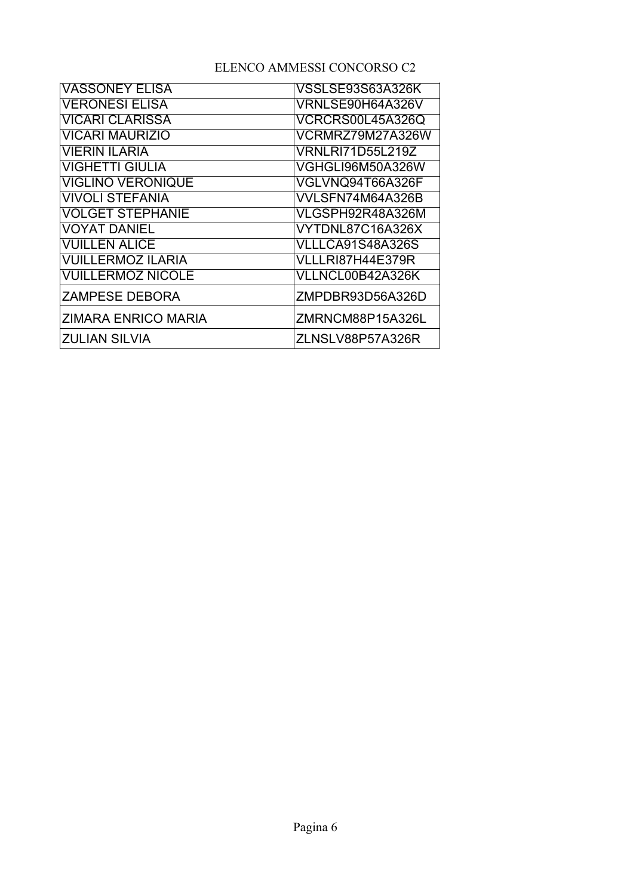ELENCO AMMESSI CONCORSO C2

| | |
|---|---|
| VASSONEY ELISA | VSSLSE93S63A326K |
| VERONESI ELISA | VRNLSE90H64A326V |
| VICARI CLARISSA | VCRCRS00L45A326Q |
| VICARI MAURIZIO | VCRMRZ79M27A326W |
| VIERIN ILARIA | VRNLRI71D55L219Z |
| VIGHETTI GIULIA | VGHGLI96M50A326W |
| VIGLINO VERONIQUE | VGLVNQ94T66A326F |
| VIVOLI STEFANIA | VVLSFN74M64A326B |
| VOLGET STEPHANIE | VLGSPH92R48A326M |
| VOYAT DANIEL | VYTDNL87C16A326X |
| VUILLEN ALICE | VLLLCA91S48A326S |
| VUILLERMOZ ILARIA | VLLLRI87H44E379R |
| VUILLERMOZ NICOLE | VLLNCL00B42A326K |
| ZAMPESE DEBORA | ZMPDBR93D56A326D |
| ZIMARA ENRICO MARIA | ZMRNCM88P15A326L |
| ZULIAN SILVIA | ZLNSLV88P57A326R |